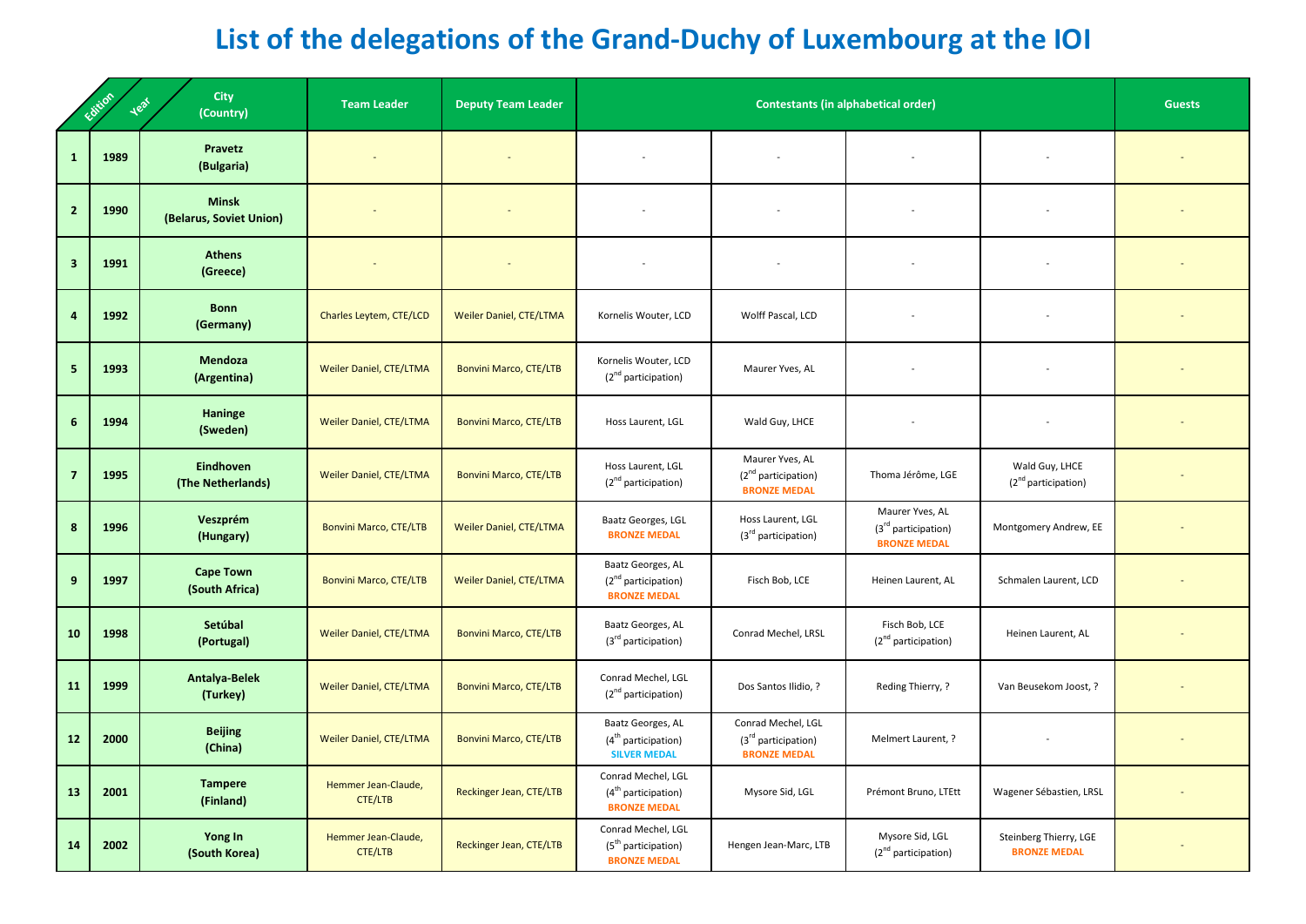# List of the delegations of the Grand-Duchy of Luxembourg at the IOI

| Edition | Year | City (Country) | Team Leader | Deputy Team Leader | Contestants (in alphabetical order) | | | | Guests |
|---|---|---|---|---|---|---|---|---|---|
| 1 | 1989 | **Pravetz (Bulgaria)** | - | - | - | - | - | - | - |
| 2 | 1990 | **Minsk (Belarus, Soviet Union)** | - | - | - | - | - | - | - |
| 3 | 1991 | **Athens (Greece)** | - | - | - | - | - | - | - |
| 4 | 1992 | **Bonn (Germany)** | Charles Leytem, CTE/LCD | Weiler Daniel, CTE/LTMA | Kornelis Wouter, LCD | Wolff Pascal, LCD | - | - | - |
| 5 | 1993 | **Mendoza (Argentina)** | Weiler Daniel, CTE/LTMA | Bonvini Marco, CTE/LTB | Kornelis Wouter, LCD (2nd participation) | Maurer Yves, AL | - | - | - |
| 6 | 1994 | **Haninge (Sweden)** | Weiler Daniel, CTE/LTMA | Bonvini Marco, CTE/LTB | Hoss Laurent, LGL | Wald Guy, LHCE | - | - | - |
| 7 | 1995 | **Eindhoven (The Netherlands)** | Weiler Daniel, CTE/LTMA | Bonvini Marco, CTE/LTB | Hoss Laurent, LGL (2nd participation) | Maurer Yves, AL (2nd participation) **BRONZE MEDAL** | Thoma Jérôme, LGE | Wald Guy, LHCE (2nd participation) | - |
| 8 | 1996 | **Veszprém (Hungary)** | Bonvini Marco, CTE/LTB | Weiler Daniel, CTE/LTMA | Baatz Georges, LGL **BRONZE MEDAL** | Hoss Laurent, LGL (3rd participation) | Maurer Yves, AL (3rd participation) **BRONZE MEDAL** | Montgomery Andrew, EE | - |
| 9 | 1997 | **Cape Town (South Africa)** | Bonvini Marco, CTE/LTB | Weiler Daniel, CTE/LTMA | Baatz Georges, AL (2nd participation) **BRONZE MEDAL** | Fisch Bob, LCE | Heinen Laurent, AL | Schmalen Laurent, LCD | - |
| 10 | 1998 | **Setúbal (Portugal)** | Weiler Daniel, CTE/LTMA | Bonvini Marco, CTE/LTB | Baatz Georges, AL (3rd participation) | Conrad Mechel, LRSL | Fisch Bob, LCE (2nd participation) | Heinen Laurent, AL | - |
| 11 | 1999 | **Antalya-Belek (Turkey)** | Weiler Daniel, CTE/LTMA | Bonvini Marco, CTE/LTB | Conrad Mechel, LGL (2nd participation) | Dos Santos Ilidio, ? | Reding Thierry, ? | Van Beusekom Joost, ? | - |
| 12 | 2000 | **Beijing (China)** | Weiler Daniel, CTE/LTMA | Bonvini Marco, CTE/LTB | Baatz Georges, AL (4th participation) **SILVER MEDAL** | Conrad Mechel, LGL (3rd participation) **BRONZE MEDAL** | Melmert Laurent, ? | - | - |
| 13 | 2001 | **Tampere (Finland)** | Hemmer Jean-Claude, CTE/LTB | Reckinger Jean, CTE/LTB | Conrad Mechel, LGL (4th participation) **BRONZE MEDAL** | Mysore Sid, LGL | Prémont Bruno, LTEtt | Wagener Sébastien, LRSL | - |
| 14 | 2002 | **Yong In (South Korea)** | Hemmer Jean-Claude, CTE/LTB | Reckinger Jean, CTE/LTB | Conrad Mechel, LGL (5th participation) **BRONZE MEDAL** | Hengen Jean-Marc, LTB | Mysore Sid, LGL (2nd participation) | Steinberg Thierry, LGE **BRONZE MEDAL** | - |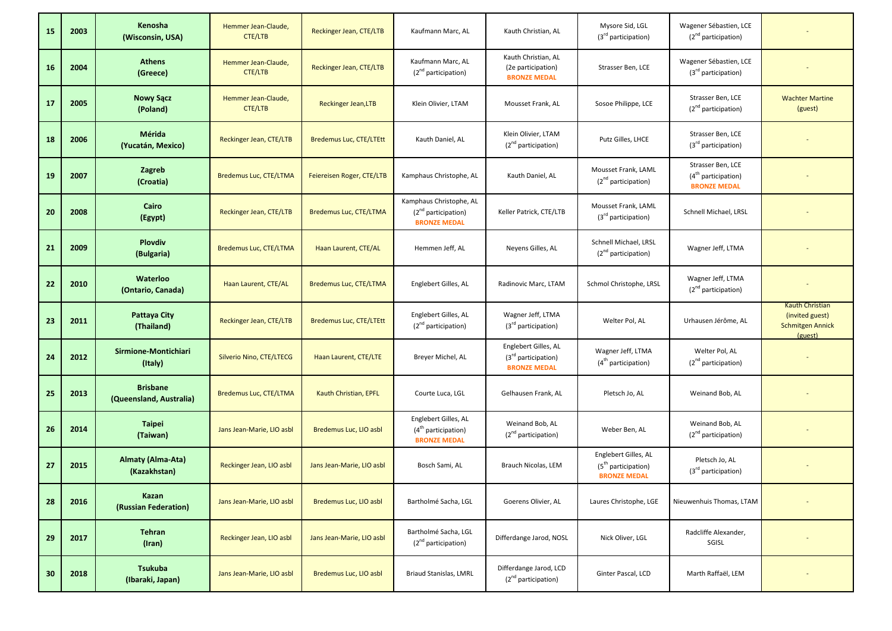| 15 | 2003 | **Kenosha (Wisconsin, USA)** | Hemmer Jean-Claude, CTE/LTB | Reckinger Jean, CTE/LTB | Kaufmann Marc, AL | Kauth Christian, AL | Mysore Sid, LGL (3rd participation) | Wagener Sébastien, LCE (2nd participation) | - |
|---|---|---|---|---|---|---|---|---|---|
| 16 | 2004 | **Athens (Greece)** | Hemmer Jean-Claude, CTE/LTB | Reckinger Jean, CTE/LTB | Kaufmann Marc, AL (2nd participation) | Kauth Christian, AL (2e participation) **BRONZE MEDAL** | Strasser Ben, LCE | Wagener Sébastien, LCE (3rd participation) | - |
| 17 | 2005 | **Nowy Sącz (Poland)** | Hemmer Jean-Claude, CTE/LTB | Reckinger Jean,LTB | Klein Olivier, LTAM | Mousset Frank, AL | Sosoe Philippe, LCE | Strasser Ben, LCE (2nd participation) | Wachter Martine (guest) |
| 18 | 2006 | **Mérida (Yucatán, Mexico)** | Reckinger Jean, CTE/LTB | Bredemus Luc, CTE/LTEtt | Kauth Daniel, AL | Klein Olivier, LTAM (2nd participation) | Putz Gilles, LHCE | Strasser Ben, LCE (3rd participation) | - |
| 19 | 2007 | **Zagreb (Croatia)** | Bredemus Luc, CTE/LTMA | Feiereisen Roger, CTE/LTB | Kamphaus Christophe, AL | Kauth Daniel, AL | Mousset Frank, LAML (2nd participation) | Strasser Ben, LCE (4th participation) **BRONZE MEDAL** | - |
| 20 | 2008 | **Cairo (Egypt)** | Reckinger Jean, CTE/LTB | Bredemus Luc, CTE/LTMA | Kamphaus Christophe, AL (2nd participation) **BRONZE MEDAL** | Keller Patrick, CTE/LTB | Mousset Frank, LAML (3rd participation) | Schnell Michael, LRSL | - |
| 21 | 2009 | **Plovdiv (Bulgaria)** | Bredemus Luc, CTE/LTMA | Haan Laurent, CTE/AL | Hemmen Jeff, AL | Neyens Gilles, AL | Schnell Michael, LRSL (2nd participation) | Wagner Jeff, LTMA | - |
| 22 | 2010 | **Waterloo (Ontario, Canada)** | Haan Laurent, CTE/AL | Bredemus Luc, CTE/LTMA | Englebert Gilles, AL | Radinovic Marc, LTAM | Schmol Christophe, LRSL | Wagner Jeff, LTMA (2nd participation) | - |
| 23 | 2011 | **Pattaya City (Thailand)** | Reckinger Jean, CTE/LTB | Bredemus Luc, CTE/LTEtt | Englebert Gilles, AL (2nd participation) | Wagner Jeff, LTMA (3rd participation) | Welter Pol, AL | Urhausen Jérôme, AL | Kauth Christian (invited guest) Schmitgen Annick (guest) |
| 24 | 2012 | **Sirmione-Montichiari (Italy)** | Silverio Nino, CTE/LTECG | Haan Laurent, CTE/LTE | Breyer Michel, AL | Englebert Gilles, AL (3rd participation) **BRONZE MEDAL** | Wagner Jeff, LTMA (4th participation) | Welter Pol, AL (2nd participation) | - |
| 25 | 2013 | **Brisbane (Queensland, Australia)** | Bredemus Luc, CTE/LTMA | Kauth Christian, EPFL | Courte Luca, LGL | Gelhausen Frank, AL | Pletsch Jo, AL | Weinand Bob, AL | - |
| 26 | 2014 | **Taipei (Taiwan)** | Jans Jean-Marie, LIO asbl | Bredemus Luc, LIO asbl | Englebert Gilles, AL (4th participation) **BRONZE MEDAL** | Weinand Bob, AL (2nd participation) | Weber Ben, AL | Weinand Bob, AL (2nd participation) | - |
| 27 | 2015 | **Almaty (Alma-Ata) (Kazakhstan)** | Reckinger Jean, LIO asbl | Jans Jean-Marie, LIO asbl | Bosch Sami, AL | Brauch Nicolas, LEM | Englebert Gilles, AL (5th participation) **BRONZE MEDAL** | Pletsch Jo, AL (3rd participation) | - |
| 28 | 2016 | **Kazan (Russian Federation)** | Jans Jean-Marie, LIO asbl | Bredemus Luc, LIO asbl | Bartholmé Sacha, LGL | Goerens Olivier, AL | Laures Christophe, LGE | Nieuwenhuis Thomas, LTAM | - |
| 29 | 2017 | **Tehran (Iran)** | Reckinger Jean, LIO asbl | Jans Jean-Marie, LIO asbl | Bartholmé Sacha, LGL (2nd participation) | Differdange Jarod, NOSL | Nick Oliver, LGL | Radcliffe Alexander, SGISL | - |
| 30 | 2018 | **Tsukuba (Ibaraki, Japan)** | Jans Jean-Marie, LIO asbl | Bredemus Luc, LIO asbl | Briaud Stanislas, LMRL | Differdange Jarod, LCD (2nd participation) | Ginter Pascal, LCD | Marth Raffaël, LEM | - |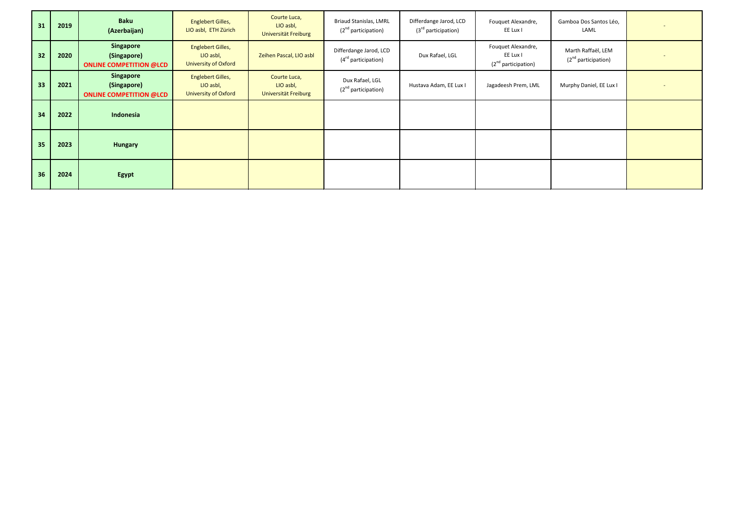| | | | | | | | | | |
|---|---|---|---|---|---|---|---|---|---|
| **31** | **2019** | **Baku (Azerbaijan)** | Englebert Gilles, LIO asbl, ETH Zürich | Courte Luca, LIO asbl, Universität Freiburg | Briaud Stanislas, LMRL (2nd participation) | Differdange Jarod, LCD (3rd participation) | Fouquet Alexandre, EE Lux I | Gamboa Dos Santos Léo, LAML | - |
| **32** | **2020** | **Singapore (Singapore)** **ONLINE COMPETITION @LCD** | Englebert Gilles, LIO asbl, University of Oxford | Zeihen Pascal, LIO asbl | Differdange Jarod, LCD (4rd participation) | Dux Rafael, LGL | Fouquet Alexandre, EE Lux I (2nd participation) | Marth Raffaël, LEM (2nd participation) | - |
| **33** | **2021** | **Singapore (Singapore)** **ONLINE COMPETITION @LCD** | Englebert Gilles, LIO asbl, University of Oxford | Courte Luca, LIO asbl, Universität Freiburg | Dux Rafael, LGL (2nd participation) | Hustava Adam, EE Lux I | Jagadeesh Prem, LML | Murphy Daniel, EE Lux I | - |
| **34** | **2022** | **Indonesia** | | | | | | | |
| **35** | **2023** | **Hungary** | | | | | | | |
| **36** | **2024** | **Egypt** | | | | | | | |